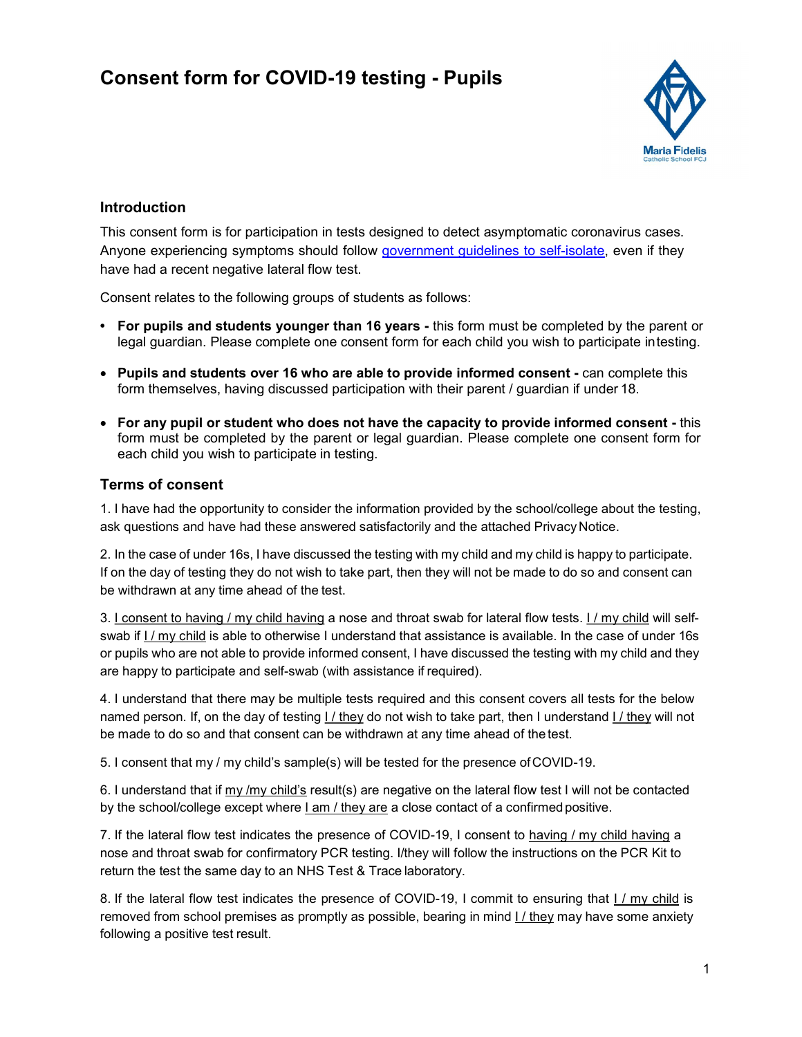# Consent form for COVID-19 testing - Pupils

## Introduction

This consent form is for participation in tests designed to detect asymptomatic coronavirus cases. Anyone experiencing symptoms should follow government guidelines to self-isolate, even if they have had a recent negative lateral flow test.

Consent relates to the following groups of students as follows:

- **For pupils and students younger than 16 years -** this form must be completed by the parent or legal guardian. Please complete one consent form for each child you wish to participate in testing.
- **Pupils and students over 16 who are able to provide informed consent -** can complete this form themselves, having discussed participation with their parent / guardian if under 18.
- **For any pupil or student who does not have the capacity to provide informed consent -** this form must be completed by the parent or legal guardian. Please complete one consent form for each child you wish to participate in testing.

## Terms of consent

1. I have had the opportunity to consider the information provided by the school/college about the testing, ask questions and have had these answered satisfactorily and the attached Privacy Notice.

2. In the case of under 16s, I have discussed the testing with my child and my child is happy to participate. If on the day of testing they do not wish to take part, then they will not be made to do so and consent can be withdrawn at any time ahead of the test.

3. I consent to having / my child having a nose and throat swab for lateral flow tests. I / my child will self-swab if I / my child is able to otherwise I understand that assistance is available. In the case of under 16s or pupils who are not able to provide informed consent, I have discussed the testing with my child and they are happy to participate and self-swab (with assistance if required).

4. I understand that there may be multiple tests required and this consent covers all tests for the below named person. If, on the day of testing I / they do not wish to take part, then I understand I / they will not be made to do so and that consent can be withdrawn at any time ahead of the test.

5. I consent that my / my child's sample(s) will be tested for the presence of COVID-19.

6. I understand that if my /my child's result(s) are negative on the lateral flow test I will not be contacted by the school/college except where I am / they are a close contact of a confirmed positive.

7. If the lateral flow test indicates the presence of COVID-19, I consent to having / my child having a nose and throat swab for confirmatory PCR testing. I/they will follow the instructions on the PCR Kit to return the test the same day to an NHS Test & Trace laboratory.

8. If the lateral flow test indicates the presence of COVID-19, I commit to ensuring that I / my child is removed from school premises as promptly as possible, bearing in mind I / they may have some anxiety following a positive test result.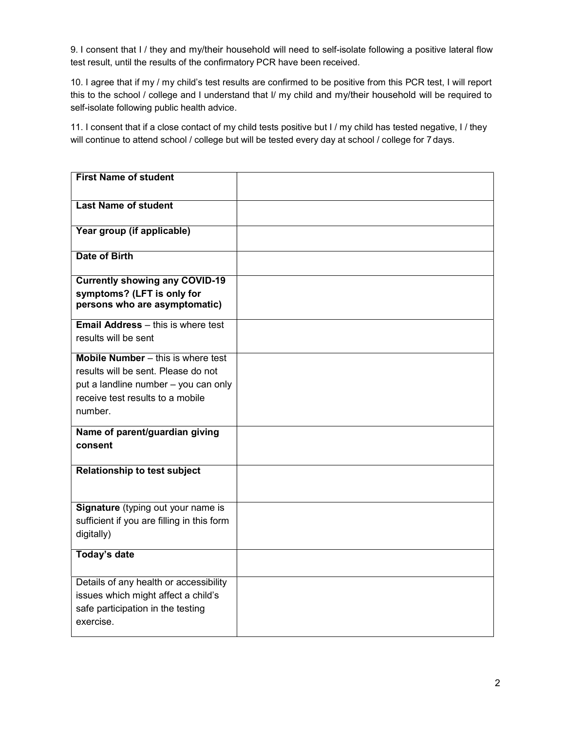9. I consent that I / they and my/their household will need to self-isolate following a positive lateral flow test result, until the results of the confirmatory PCR have been received.

10. I agree that if my / my child's test results are confirmed to be positive from this PCR test, I will report this to the school / college and I understand that I/ my child and my/their household will be required to self-isolate following public health advice.

11. I consent that if a close contact of my child tests positive but I / my child has tested negative, I / they will continue to attend school / college but will be tested every day at school / college for 7 days.

| | |
|---|---|
| **First Name of student** | |
| **Last Name of student** | |
| **Year group (if applicable)** | |
| **Date of Birth** | |
| **Currently showing any COVID-19 symptoms? (LFT is only for persons who are asymptomatic)** | |
| **Email Address** – this is where test results will be sent | |
| **Mobile Number** – this is where test results will be sent. Please do not put a landline number – you can only receive test results to a mobile number. | |
| **Name of parent/guardian giving consent** | |
| **Relationship to test subject** | |
| **Signature** (typing out your name is sufficient if you are filling in this form digitally) | |
| **Today's date** | |
| Details of any health or accessibility issues which might affect a child's safe participation in the testing exercise. | |